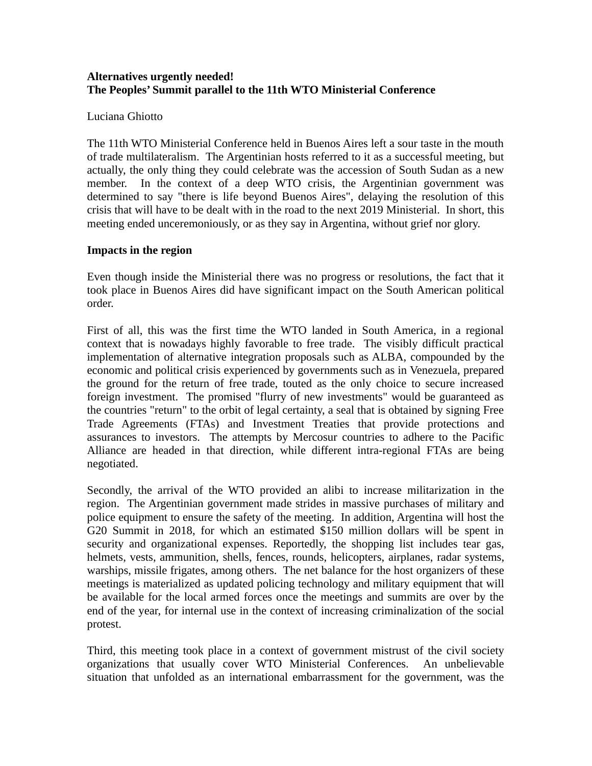**Alternatives urgently needed!**
**The Peoples' Summit parallel to the 11th WTO Ministerial Conference**

Luciana Ghiotto

The 11th WTO Ministerial Conference held in Buenos Aires left a sour taste in the mouth of trade multilateralism. The Argentinian hosts referred to it as a successful meeting, but actually, the only thing they could celebrate was the accession of South Sudan as a new member. In the context of a deep WTO crisis, the Argentinian government was determined to say "there is life beyond Buenos Aires", delaying the resolution of this crisis that will have to be dealt with in the road to the next 2019 Ministerial. In short, this meeting ended unceremoniously, or as they say in Argentina, without grief nor glory.

## Impacts in the region

Even though inside the Ministerial there was no progress or resolutions, the fact that it took place in Buenos Aires did have significant impact on the South American political order.

First of all, this was the first time the WTO landed in South America, in a regional context that is nowadays highly favorable to free trade. The visibly difficult practical implementation of alternative integration proposals such as ALBA, compounded by the economic and political crisis experienced by governments such as in Venezuela, prepared the ground for the return of free trade, touted as the only choice to secure increased foreign investment. The promised "flurry of new investments" would be guaranteed as the countries "return" to the orbit of legal certainty, a seal that is obtained by signing Free Trade Agreements (FTAs) and Investment Treaties that provide protections and assurances to investors. The attempts by Mercosur countries to adhere to the Pacific Alliance are headed in that direction, while different intra-regional FTAs are being negotiated.

Secondly, the arrival of the WTO provided an alibi to increase militarization in the region. The Argentinian government made strides in massive purchases of military and police equipment to ensure the safety of the meeting. In addition, Argentina will host the G20 Summit in 2018, for which an estimated $150 million dollars will be spent in security and organizational expenses. Reportedly, the shopping list includes tear gas, helmets, vests, ammunition, shells, fences, rounds, helicopters, airplanes, radar systems, warships, missile frigates, among others. The net balance for the host organizers of these meetings is materialized as updated policing technology and military equipment that will be available for the local armed forces once the meetings and summits are over by the end of the year, for internal use in the context of increasing criminalization of the social protest.

Third, this meeting took place in a context of government mistrust of the civil society organizations that usually cover WTO Ministerial Conferences. An unbelievable situation that unfolded as an international embarrassment for the government, was the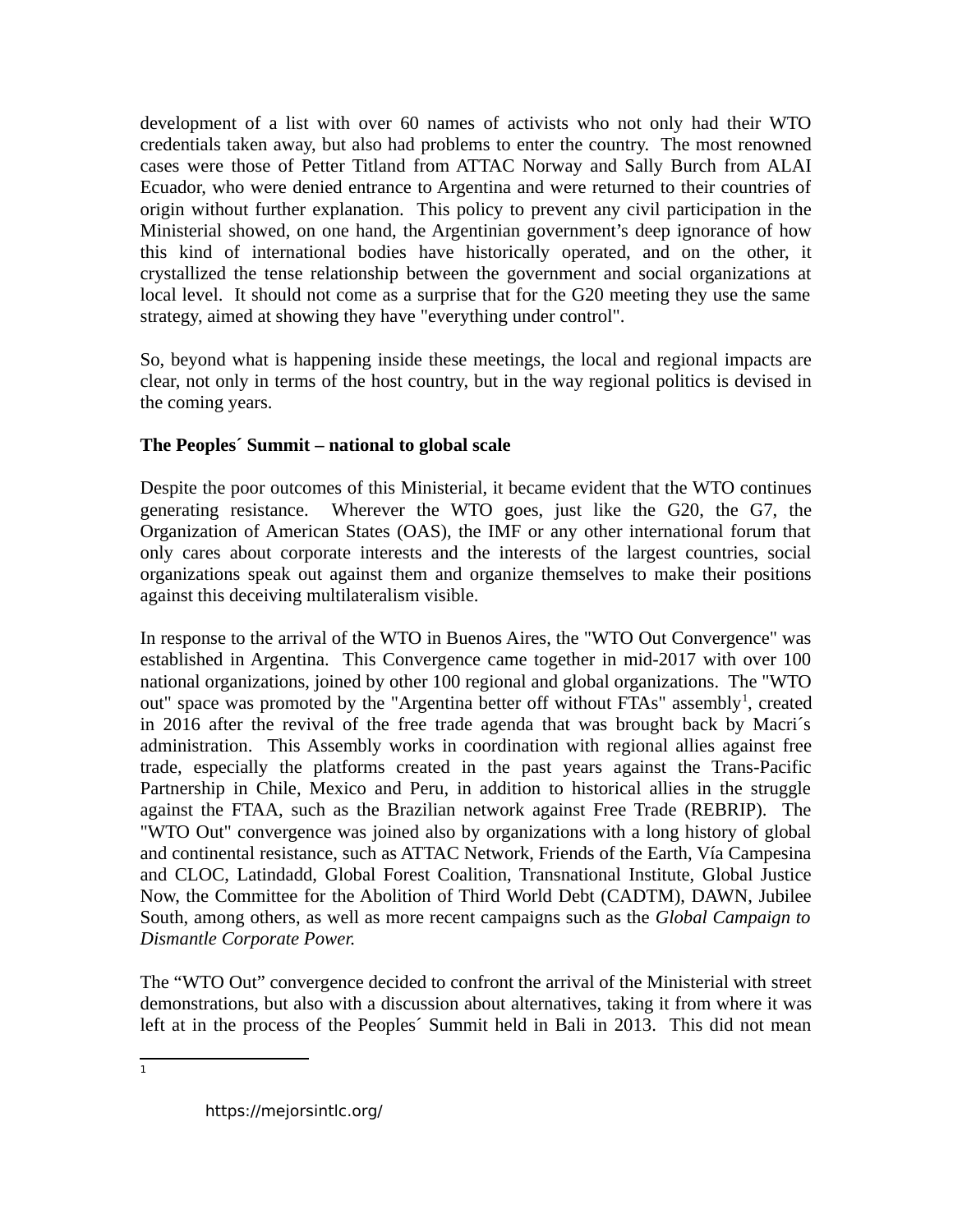development of a list with over 60 names of activists who not only had their WTO credentials taken away, but also had problems to enter the country. The most renowned cases were those of Petter Titland from ATTAC Norway and Sally Burch from ALAI Ecuador, who were denied entrance to Argentina and were returned to their countries of origin without further explanation. This policy to prevent any civil participation in the Ministerial showed, on one hand, the Argentinian government's deep ignorance of how this kind of international bodies have historically operated, and on the other, it crystallized the tense relationship between the government and social organizations at local level. It should not come as a surprise that for the G20 meeting they use the same strategy, aimed at showing they have "everything under control".

So, beyond what is happening inside these meetings, the local and regional impacts are clear, not only in terms of the host country, but in the way regional politics is devised in the coming years.

**The Peoples´ Summit – national to global scale**

Despite the poor outcomes of this Ministerial, it became evident that the WTO continues generating resistance. Wherever the WTO goes, just like the G20, the G7, the Organization of American States (OAS), the IMF or any other international forum that only cares about corporate interests and the interests of the largest countries, social organizations speak out against them and organize themselves to make their positions against this deceiving multilateralism visible.

In response to the arrival of the WTO in Buenos Aires, the "WTO Out Convergence" was established in Argentina. This Convergence came together in mid-2017 with over 100 national organizations, joined by other 100 regional and global organizations. The "WTO out" space was promoted by the "Argentina better off without FTAs" assembly[1], created in 2016 after the revival of the free trade agenda that was brought back by Macri´s administration. This Assembly works in coordination with regional allies against free trade, especially the platforms created in the past years against the Trans-Pacific Partnership in Chile, Mexico and Peru, in addition to historical allies in the struggle against the FTAA, such as the Brazilian network against Free Trade (REBRIP). The "WTO Out" convergence was joined also by organizations with a long history of global and continental resistance, such as ATTAC Network, Friends of the Earth, Vía Campesina and CLOC, Latindadd, Global Forest Coalition, Transnational Institute, Global Justice Now, the Committee for the Abolition of Third World Debt (CADTM), DAWN, Jubilee South, among others, as well as more recent campaigns such as the *Global Campaign to Dismantle Corporate Power.*

The "WTO Out" convergence decided to confront the arrival of the Ministerial with street demonstrations, but also with a discussion about alternatives, taking it from where it was left at in the process of the Peoples´ Summit held in Bali in 2013. This did not mean

---

[1] https://mejorsintlc.org/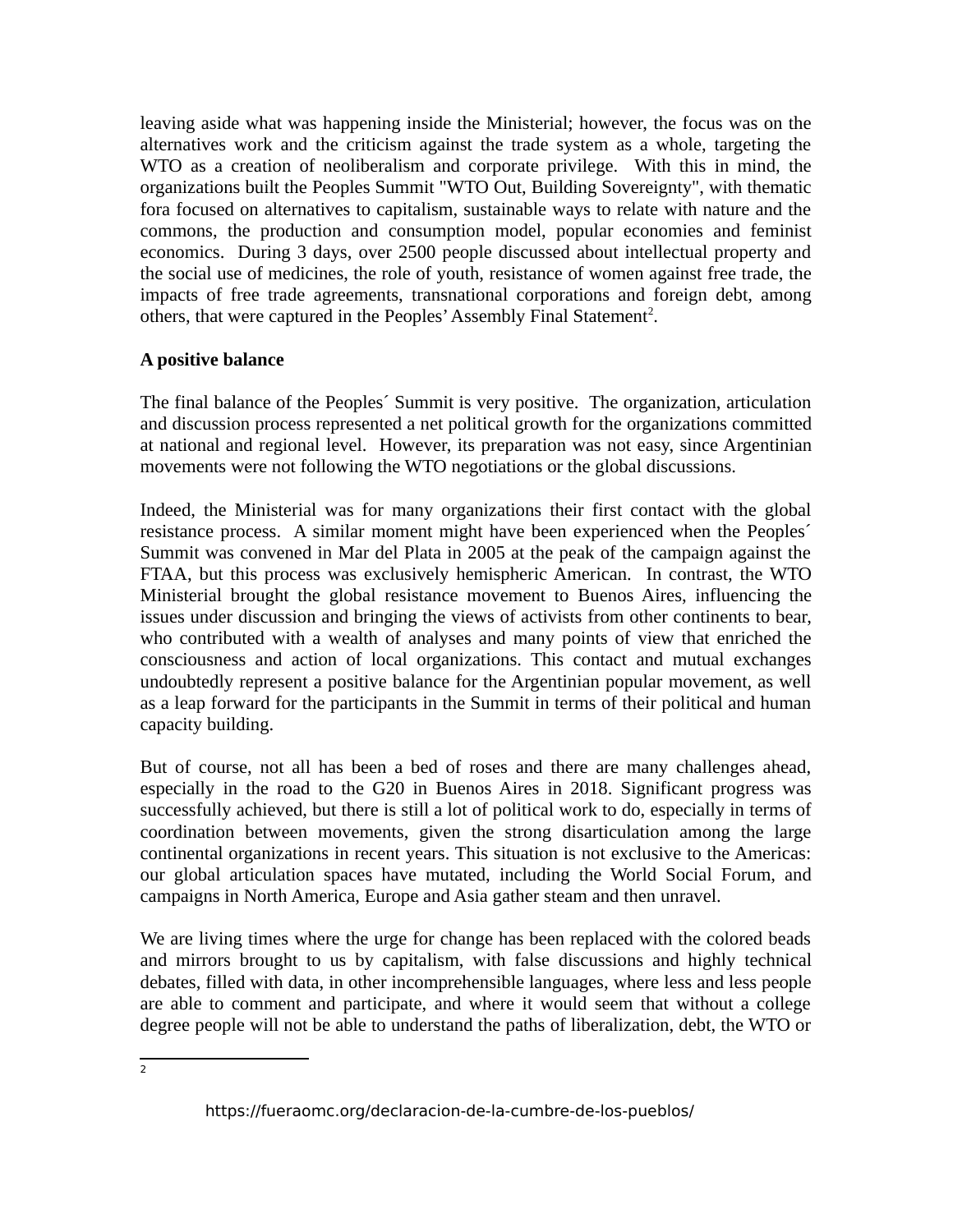leaving aside what was happening inside the Ministerial; however, the focus was on the alternatives work and the criticism against the trade system as a whole, targeting the WTO as a creation of neoliberalism and corporate privilege. With this in mind, the organizations built the Peoples Summit "WTO Out, Building Sovereignty", with thematic fora focused on alternatives to capitalism, sustainable ways to relate with nature and the commons, the production and consumption model, popular economies and feminist economics. During 3 days, over 2500 people discussed about intellectual property and the social use of medicines, the role of youth, resistance of women against free trade, the impacts of free trade agreements, transnational corporations and foreign debt, among others, that were captured in the Peoples' Assembly Final Statement[2].

**A positive balance**

The final balance of the Peoples´ Summit is very positive. The organization, articulation and discussion process represented a net political growth for the organizations committed at national and regional level. However, its preparation was not easy, since Argentinian movements were not following the WTO negotiations or the global discussions.

Indeed, the Ministerial was for many organizations their first contact with the global resistance process. A similar moment might have been experienced when the Peoples´ Summit was convened in Mar del Plata in 2005 at the peak of the campaign against the FTAA, but this process was exclusively hemispheric American. In contrast, the WTO Ministerial brought the global resistance movement to Buenos Aires, influencing the issues under discussion and bringing the views of activists from other continents to bear, who contributed with a wealth of analyses and many points of view that enriched the consciousness and action of local organizations. This contact and mutual exchanges undoubtedly represent a positive balance for the Argentinian popular movement, as well as a leap forward for the participants in the Summit in terms of their political and human capacity building.

But of course, not all has been a bed of roses and there are many challenges ahead, especially in the road to the G20 in Buenos Aires in 2018. Significant progress was successfully achieved, but there is still a lot of political work to do, especially in terms of coordination between movements, given the strong disarticulation among the large continental organizations in recent years. This situation is not exclusive to the Americas: our global articulation spaces have mutated, including the World Social Forum, and campaigns in North America, Europe and Asia gather steam and then unravel.

We are living times where the urge for change has been replaced with the colored beads and mirrors brought to us by capitalism, with false discussions and highly technical debates, filled with data, in other incomprehensible languages, where less and less people are able to comment and participate, and where it would seem that without a college degree people will not be able to understand the paths of liberalization, debt, the WTO or

---

[2] https://fueraomc.org/declaracion-de-la-cumbre-de-los-pueblos/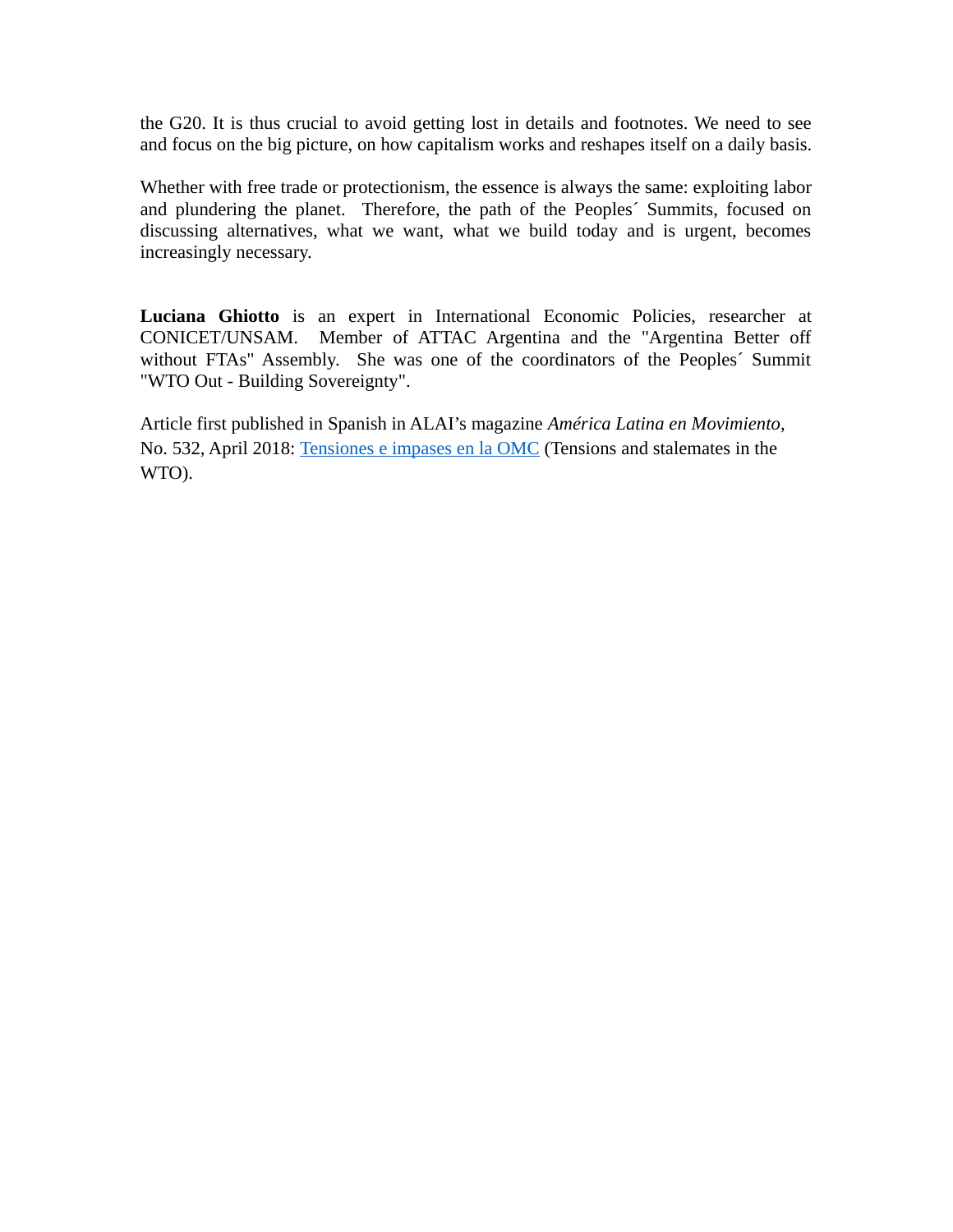the G20. It is thus crucial to avoid getting lost in details and footnotes. We need to see and focus on the big picture, on how capitalism works and reshapes itself on a daily basis.

Whether with free trade or protectionism, the essence is always the same: exploiting labor and plundering the planet. Therefore, the path of the Peoples´ Summits, focused on discussing alternatives, what we want, what we build today and is urgent, becomes increasingly necessary.

**Luciana Ghiotto** is an expert in International Economic Policies, researcher at CONICET/UNSAM. Member of ATTAC Argentina and the "Argentina Better off without FTAs" Assembly. She was one of the coordinators of the Peoples´ Summit "WTO Out - Building Sovereignty".

Article first published in Spanish in ALAI's magazine *América Latina en Movimiento*, No. 532, April 2018: Tensiones e impases en la OMC (Tensions and stalemates in the WTO).